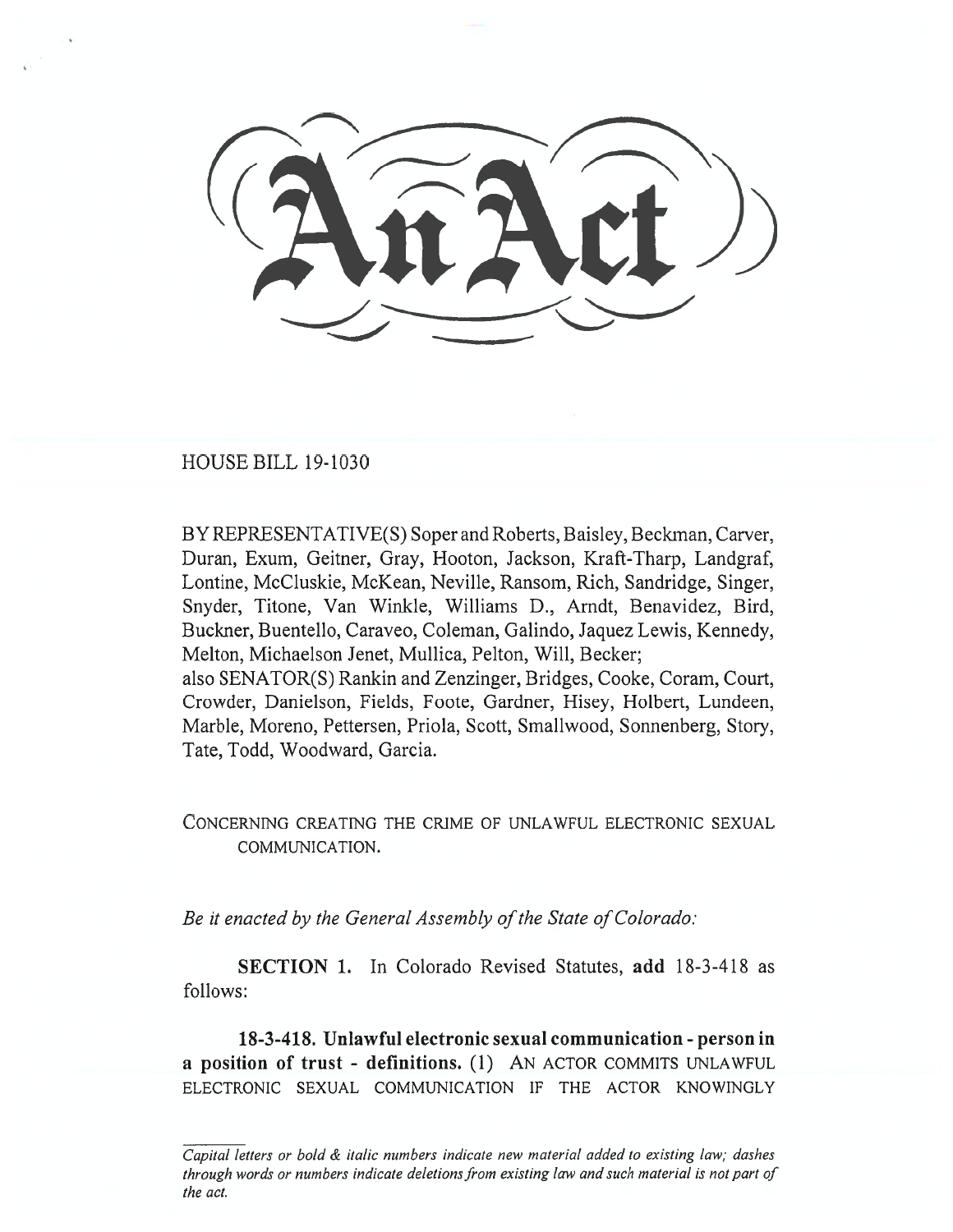# An Act

HOUSE BILL 19-1030

BY REPRESENTATIVE(S) Soper and Roberts, Baisley, Beckman, Carver, Duran, Exum, Geitner, Gray, Hooton, Jackson, Kraft-Tharp, Landgraf, Lontine, McCluskie, McKean, Neville, Ransom, Rich, Sandridge, Singer, Snyder, Titone, Van Winkle, Williams D., Arndt, Benavidez, Bird, Buckner, Buentello, Caraveo, Coleman, Galindo, Jaquez Lewis, Kennedy, Melton, Michaelson Jenet, Mullica, Pelton, Will, Becker;
also SENATOR(S) Rankin and Zenzinger, Bridges, Cooke, Coram, Court, Crowder, Danielson, Fields, Foote, Gardner, Hisey, Holbert, Lundeen, Marble, Moreno, Pettersen, Priola, Scott, Smallwood, Sonnenberg, Story, Tate, Todd, Woodward, Garcia.

CONCERNING CREATING THE CRIME OF UNLAWFUL ELECTRONIC SEXUAL COMMUNICATION.

*Be it enacted by the General Assembly of the State of Colorado:*

**SECTION 1.** In Colorado Revised Statutes, **add** 18-3-418 as follows:

**18-3-418. Unlawful electronic sexual communication - person in a position of trust - definitions.** (1) AN ACTOR COMMITS UNLAWFUL ELECTRONIC SEXUAL COMMUNICATION IF THE ACTOR KNOWINGLY

*Capital letters or bold & italic numbers indicate new material added to existing law; dashes through words or numbers indicate deletions from existing law and such material is not part of the act.*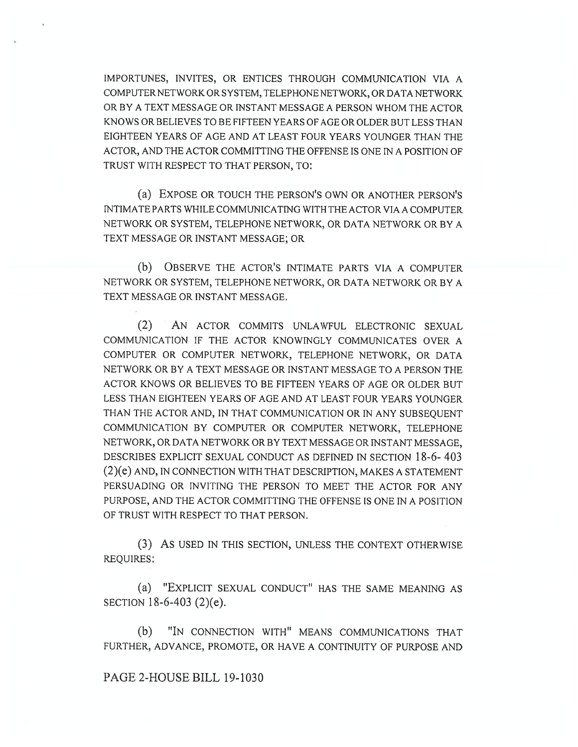IMPORTUNES, INVITES, OR ENTICES THROUGH COMMUNICATION VIA A COMPUTER NETWORK OR SYSTEM, TELEPHONE NETWORK, OR DATA NETWORK OR BY A TEXT MESSAGE OR INSTANT MESSAGE A PERSON WHOM THE ACTOR KNOWS OR BELIEVES TO BE FIFTEEN YEARS OF AGE OR OLDER BUT LESS THAN EIGHTEEN YEARS OF AGE AND AT LEAST FOUR YEARS YOUNGER THAN THE ACTOR, AND THE ACTOR COMMITTING THE OFFENSE IS ONE IN A POSITION OF TRUST WITH RESPECT TO THAT PERSON, TO:

(a) EXPOSE OR TOUCH THE PERSON'S OWN OR ANOTHER PERSON'S INTIMATE PARTS WHILE COMMUNICATING WITH THE ACTOR VIA A COMPUTER NETWORK OR SYSTEM, TELEPHONE NETWORK, OR DATA NETWORK OR BY A TEXT MESSAGE OR INSTANT MESSAGE; OR

(b) OBSERVE THE ACTOR'S INTIMATE PARTS VIA A COMPUTER NETWORK OR SYSTEM, TELEPHONE NETWORK, OR DATA NETWORK OR BY A TEXT MESSAGE OR INSTANT MESSAGE.

(2) AN ACTOR COMMITS UNLAWFUL ELECTRONIC SEXUAL COMMUNICATION IF THE ACTOR KNOWINGLY COMMUNICATES OVER A COMPUTER OR COMPUTER NETWORK, TELEPHONE NETWORK, OR DATA NETWORK OR BY A TEXT MESSAGE OR INSTANT MESSAGE TO A PERSON THE ACTOR KNOWS OR BELIEVES TO BE FIFTEEN YEARS OF AGE OR OLDER BUT LESS THAN EIGHTEEN YEARS OF AGE AND AT LEAST FOUR YEARS YOUNGER THAN THE ACTOR AND, IN THAT COMMUNICATION OR IN ANY SUBSEQUENT COMMUNICATION BY COMPUTER OR COMPUTER NETWORK, TELEPHONE NETWORK, OR DATA NETWORK OR BY TEXT MESSAGE OR INSTANT MESSAGE, DESCRIBES EXPLICIT SEXUAL CONDUCT AS DEFINED IN SECTION 18-6- 403 (2)(e) AND, IN CONNECTION WITH THAT DESCRIPTION, MAKES A STATEMENT PERSUADING OR INVITING THE PERSON TO MEET THE ACTOR FOR ANY PURPOSE, AND THE ACTOR COMMITTING THE OFFENSE IS ONE IN A POSITION OF TRUST WITH RESPECT TO THAT PERSON.

(3) AS USED IN THIS SECTION, UNLESS THE CONTEXT OTHERWISE REQUIRES:

(a) "EXPLICIT SEXUAL CONDUCT" HAS THE SAME MEANING AS SECTION 18-6-403 (2)(e).

(b) "IN CONNECTION WITH" MEANS COMMUNICATIONS THAT FURTHER, ADVANCE, PROMOTE, OR HAVE A CONTINUITY OF PURPOSE AND

PAGE 2-HOUSE BILL 19-1030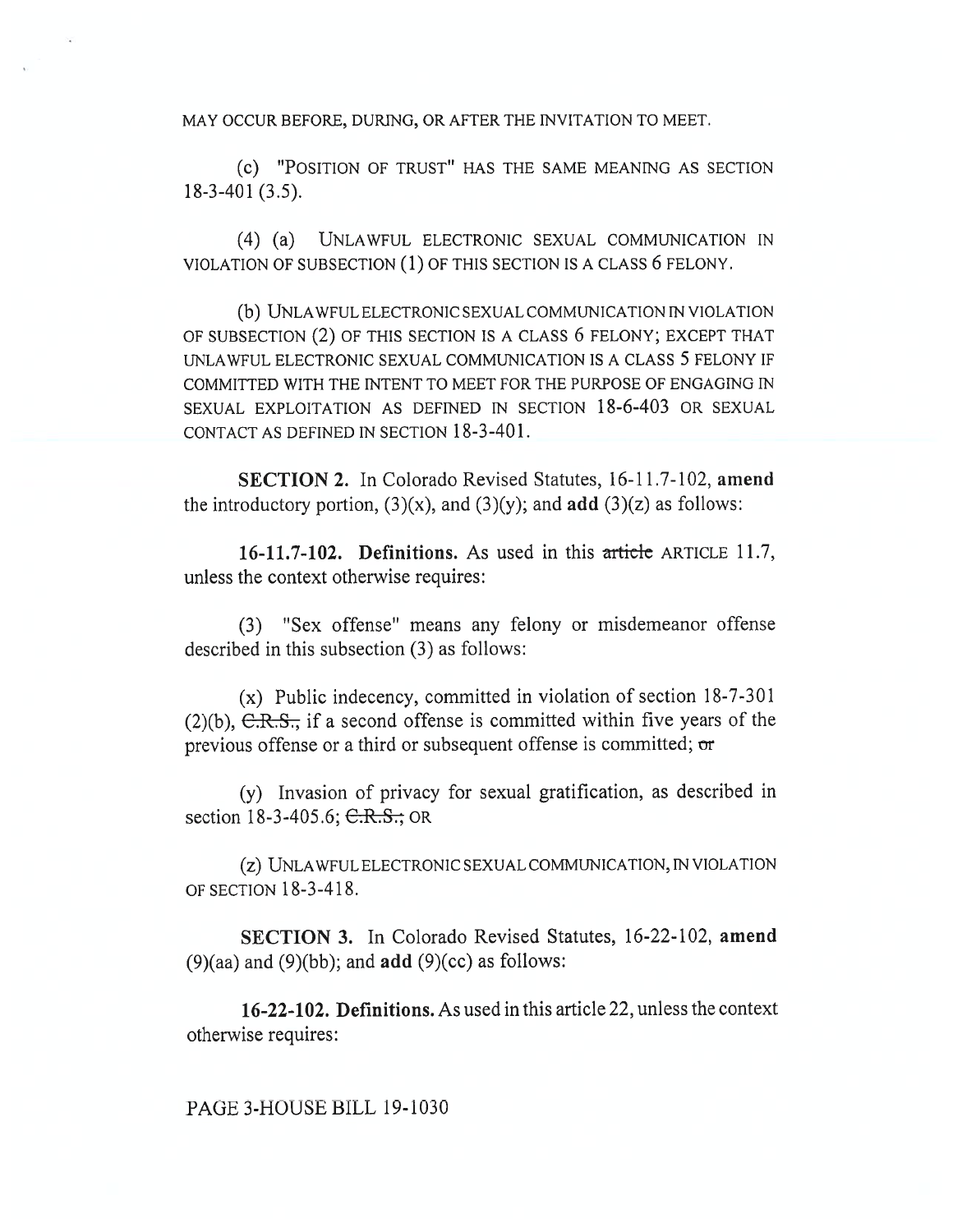MAY OCCUR BEFORE, DURING, OR AFTER THE INVITATION TO MEET.

(c) "POSITION OF TRUST" HAS THE SAME MEANING AS SECTION 18-3-401 (3.5).

(4) (a) UNLAWFUL ELECTRONIC SEXUAL COMMUNICATION IN VIOLATION OF SUBSECTION (1) OF THIS SECTION IS A CLASS 6 FELONY.

(b) UNLAWFUL ELECTRONIC SEXUAL COMMUNICATION IN VIOLATION OF SUBSECTION (2) OF THIS SECTION IS A CLASS 6 FELONY; EXCEPT THAT UNLAWFUL ELECTRONIC SEXUAL COMMUNICATION IS A CLASS 5 FELONY IF COMMITTED WITH THE INTENT TO MEET FOR THE PURPOSE OF ENGAGING IN SEXUAL EXPLOITATION AS DEFINED IN SECTION 18-6-403 OR SEXUAL CONTACT AS DEFINED IN SECTION 18-3-401.

**SECTION 2.** In Colorado Revised Statutes, 16-11.7-102, **amend** the introductory portion, (3)(x), and (3)(y); and **add** (3)(z) as follows:

**16-11.7-102. Definitions.** As used in this ~~article~~ ARTICLE 11.7, unless the context otherwise requires:

(3) "Sex offense" means any felony or misdemeanor offense described in this subsection (3) as follows:

(x) Public indecency, committed in violation of section 18-7-301 (2)(b), ~~C.R.S.,~~ if a second offense is committed within five years of the previous offense or a third or subsequent offense is committed; ~~or~~

(y) Invasion of privacy for sexual gratification, as described in section 18-3-405.6; ~~C.R.S.;~~ OR

(z) UNLAWFUL ELECTRONIC SEXUAL COMMUNICATION, IN VIOLATION OF SECTION 18-3-418.

**SECTION 3.** In Colorado Revised Statutes, 16-22-102, **amend** (9)(aa) and (9)(bb); and **add** (9)(cc) as follows:

**16-22-102. Definitions.** As used in this article 22, unless the context otherwise requires: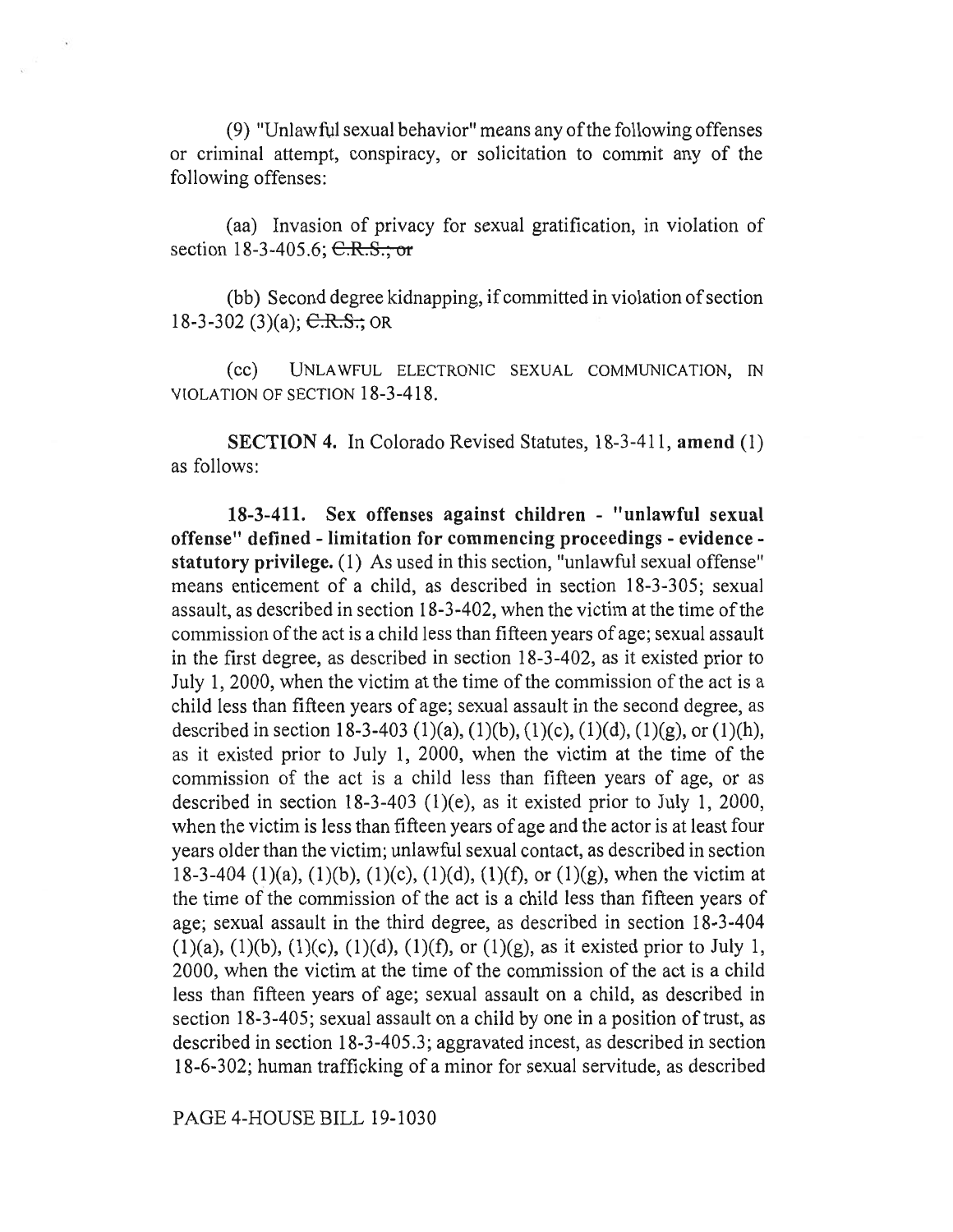(9) "Unlawful sexual behavior" means any of the following offenses or criminal attempt, conspiracy, or solicitation to commit any of the following offenses:

(aa) Invasion of privacy for sexual gratification, in violation of section 18-3-405.6; ~~C.R.S.; or~~

(bb) Second degree kidnapping, if committed in violation of section 18-3-302 (3)(a); ~~C.R.S.;~~ OR

(cc) UNLAWFUL ELECTRONIC SEXUAL COMMUNICATION, IN VIOLATION OF SECTION 18-3-418.

**SECTION 4.** In Colorado Revised Statutes, 18-3-411, **amend** (1) as follows:

**18-3-411. Sex offenses against children - "unlawful sexual offense" defined - limitation for commencing proceedings - evidence - statutory privilege.** (1) As used in this section, "unlawful sexual offense" means enticement of a child, as described in section 18-3-305; sexual assault, as described in section 18-3-402, when the victim at the time of the commission of the act is a child less than fifteen years of age; sexual assault in the first degree, as described in section 18-3-402, as it existed prior to July 1, 2000, when the victim at the time of the commission of the act is a child less than fifteen years of age; sexual assault in the second degree, as described in section 18-3-403 (1)(a), (1)(b), (1)(c), (1)(d), (1)(g), or (1)(h), as it existed prior to July 1, 2000, when the victim at the time of the commission of the act is a child less than fifteen years of age, or as described in section 18-3-403 (1)(e), as it existed prior to July 1, 2000, when the victim is less than fifteen years of age and the actor is at least four years older than the victim; unlawful sexual contact, as described in section 18-3-404 (1)(a), (1)(b), (1)(c), (1)(d), (1)(f), or (1)(g), when the victim at the time of the commission of the act is a child less than fifteen years of age; sexual assault in the third degree, as described in section 18-3-404 (1)(a), (1)(b), (1)(c), (1)(d), (1)(f), or (1)(g), as it existed prior to July 1, 2000, when the victim at the time of the commission of the act is a child less than fifteen years of age; sexual assault on a child, as described in section 18-3-405; sexual assault on a child by one in a position of trust, as described in section 18-3-405.3; aggravated incest, as described in section 18-6-302; human trafficking of a minor for sexual servitude, as described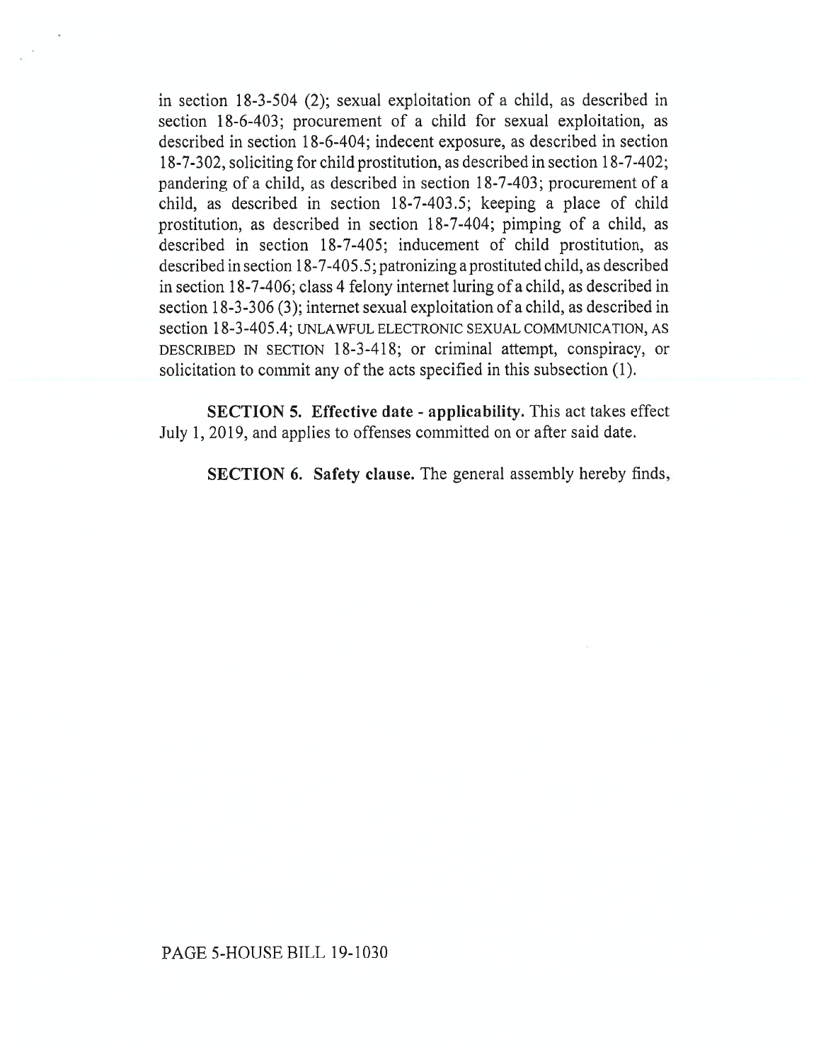in section 18-3-504 (2); sexual exploitation of a child, as described in section 18-6-403; procurement of a child for sexual exploitation, as described in section 18-6-404; indecent exposure, as described in section 18-7-302, soliciting for child prostitution, as described in section 18-7-402; pandering of a child, as described in section 18-7-403; procurement of a child, as described in section 18-7-403.5; keeping a place of child prostitution, as described in section 18-7-404; pimping of a child, as described in section 18-7-405; inducement of child prostitution, as described in section 18-7-405.5; patronizing a prostituted child, as described in section 18-7-406; class 4 felony internet luring of a child, as described in section 18-3-306 (3); internet sexual exploitation of a child, as described in section 18-3-405.4; UNLAWFUL ELECTRONIC SEXUAL COMMUNICATION, AS DESCRIBED IN SECTION 18-3-418; or criminal attempt, conspiracy, or solicitation to commit any of the acts specified in this subsection (1).

**SECTION 5. Effective date - applicability.** This act takes effect July 1, 2019, and applies to offenses committed on or after said date.

**SECTION 6. Safety clause.** The general assembly hereby finds,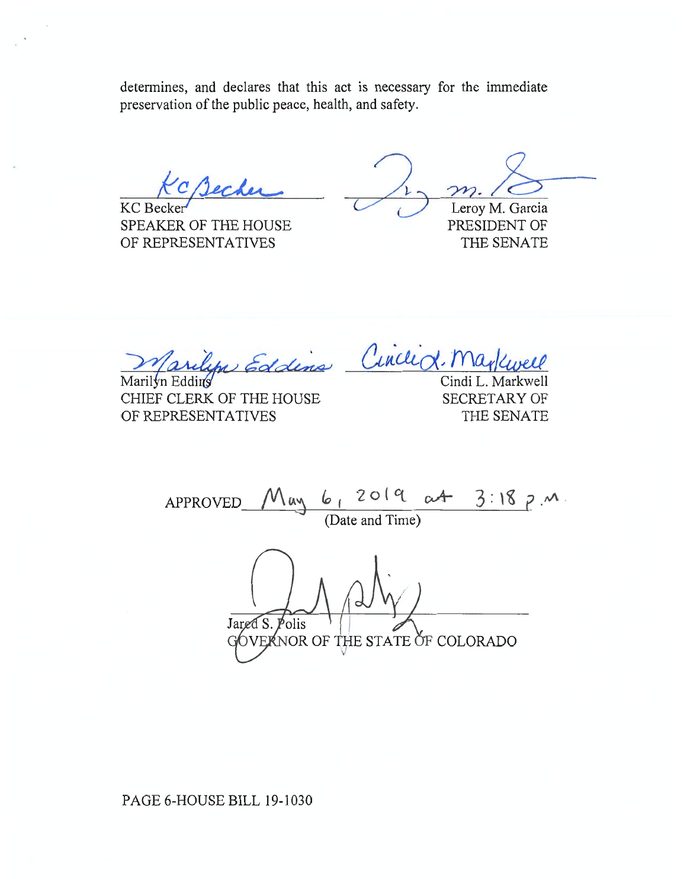determines, and declares that this act is necessary for the immediate preservation of the public peace, health, and safety.

KC Becker
SPEAKER OF THE HOUSE
OF REPRESENTATIVES

Leroy M. Garcia
PRESIDENT OF
THE SENATE

Marilyn Eddins
CHIEF CLERK OF THE HOUSE
OF REPRESENTATIVES

Cindi L. Markwell
SECRETARY OF
THE SENATE

APPROVED May 6, 2019 at 3:18 p.m.
(Date and Time)

Jared S. Polis
GOVERNOR OF THE STATE OF COLORADO

PAGE 6-HOUSE BILL 19-1030